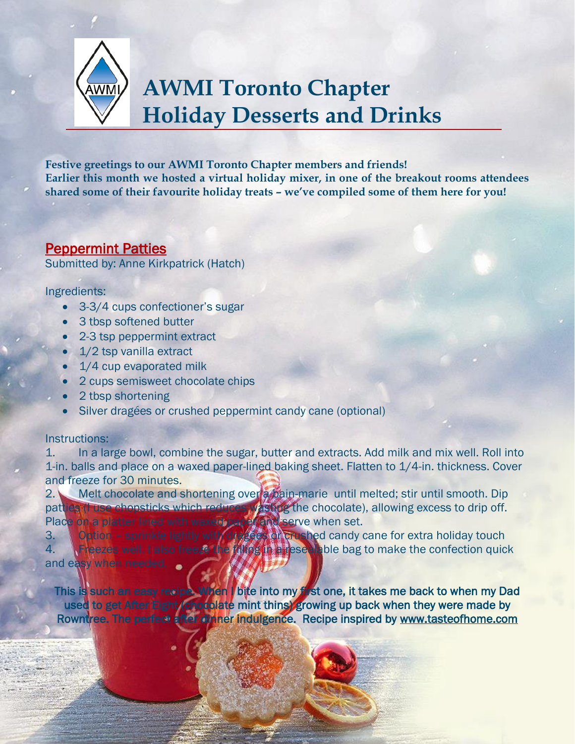# AWMI Toronto Chapter Holiday Desserts and Drinks

**Festive greetings to our AWMI Toronto Chapter members and friends!**
**Earlier this month we hosted a virtual holiday mixer, in one of the breakout rooms attendees shared some of their favourite holiday treats – we've compiled some of them here for you!**

## Peppermint Patties

Submitted by: Anne Kirkpatrick (Hatch)

Ingredients:

- 3-3/4 cups confectioner's sugar
- 3 tbsp softened butter
- 2-3 tsp peppermint extract
- 1/2 tsp vanilla extract
- 1/4 cup evaporated milk
- 2 cups semisweet chocolate chips
- 2 tbsp shortening
- Silver dragées or crushed peppermint candy cane (optional)

Instructions:

1. In a large bowl, combine the sugar, butter and extracts. Add milk and mix well. Roll into 1-in. balls and place on a waxed paper-lined baking sheet. Flatten to 1/4-in. thickness. Cover and freeze for 30 minutes.
2. Melt chocolate and shortening over a bain-marie until melted; stir until smooth. Dip patties (I use chopsticks which reduces wasting the chocolate), allowing excess to drip off. Place on a platter lined with waxed paper and serve when set.
3. Option – sprinkle lightly with dragées or crushed candy cane for extra holiday touch
4. Freezes well. I also freeze the filling in a resealable bag to make the confection quick and easy when needed.

This is such an easy recipe. When I bite into my first one, it takes me back to when my Dad used to get After Eight (chocolate mint thins) growing up back when they were made by Rowntree. The perfect after dinner indulgence. Recipe inspired by www.tasteofhome.com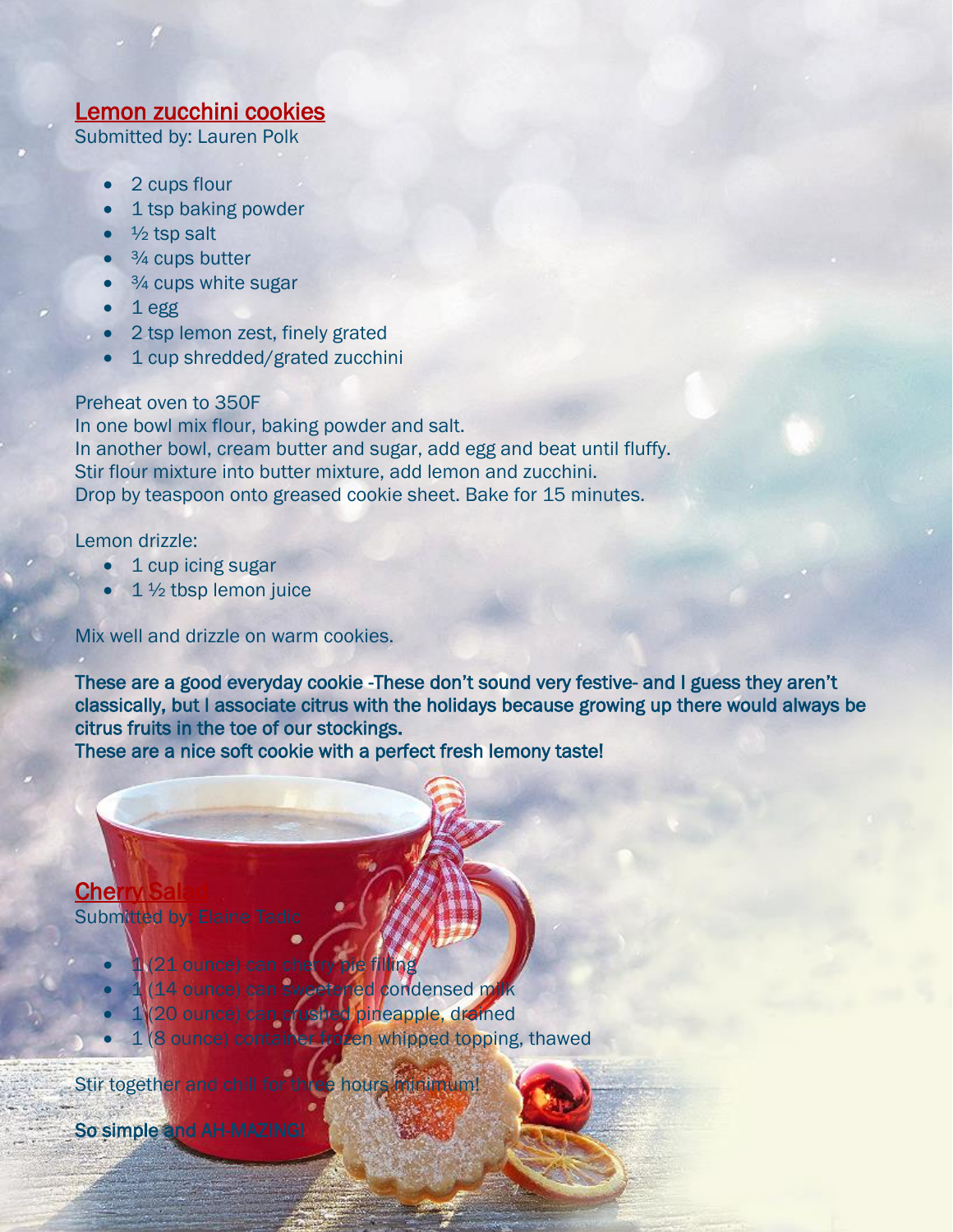## Lemon zucchini cookies

Submitted by: Lauren Polk

- 2 cups flour
- 1 tsp baking powder
- ½ tsp salt
- ¾ cups butter
- ¾ cups white sugar
- 1 egg
- 2 tsp lemon zest, finely grated
- 1 cup shredded/grated zucchini

Preheat oven to 350F
In one bowl mix flour, baking powder and salt.
In another bowl, cream butter and sugar, add egg and beat until fluffy.
Stir flour mixture into butter mixture, add lemon and zucchini.
Drop by teaspoon onto greased cookie sheet. Bake for 15 minutes.

Lemon drizzle:

- 1 cup icing sugar
- 1 ½ tbsp lemon juice

Mix well and drizzle on warm cookies.

**These are a good everyday cookie -These don't sound very festive- and I guess they aren't classically, but I associate citrus with the holidays because growing up there would always be citrus fruits in the toe of our stockings.**
**These are a nice soft cookie with a perfect fresh lemony taste!**

## Cherry Salad

Submitted by: Elaine Tadic

- 1 (21 ounce) can cherry pie filling
- 1 (14 ounce) can sweetened condensed milk
- 1 (20 ounce) can crushed pineapple, drained
- 1 (8 ounce) container frozen whipped topping, thawed

Stir together and chill for three hours minimum!

**So simple and AH-MAZING!**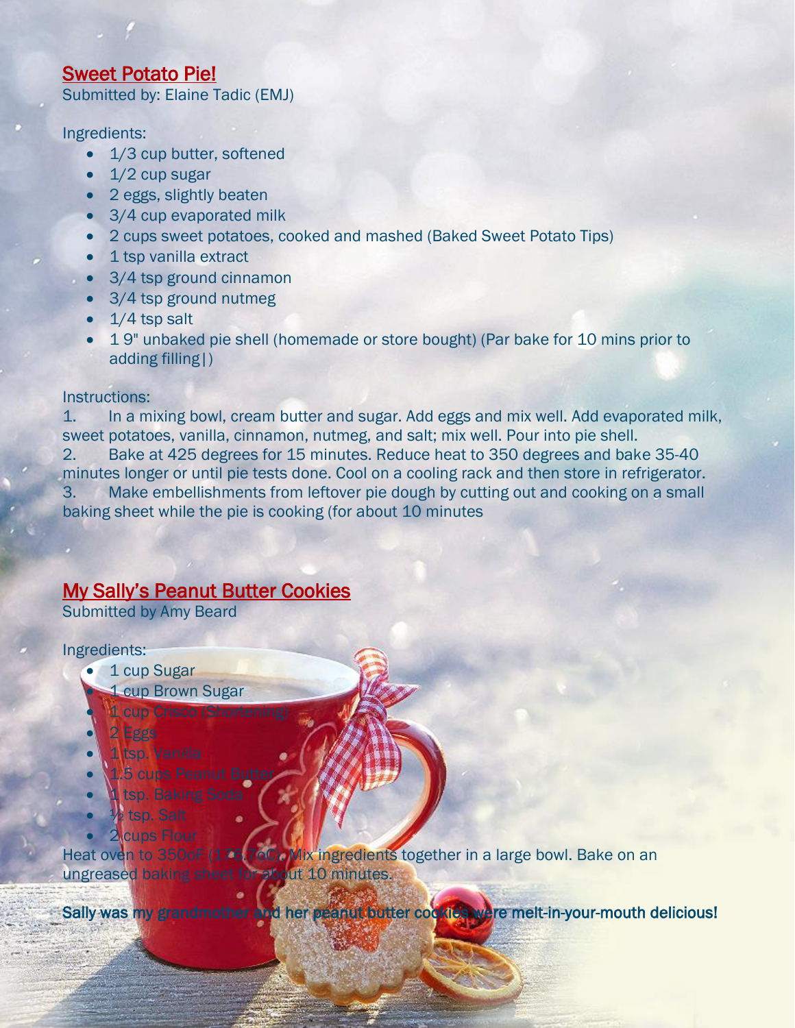## Sweet Potato Pie!

Submitted by: Elaine Tadic (EMJ)

Ingredients:

- 1/3 cup butter, softened
- 1/2 cup sugar
- 2 eggs, slightly beaten
- 3/4 cup evaporated milk
- 2 cups sweet potatoes, cooked and mashed (Baked Sweet Potato Tips)
- 1 tsp vanilla extract
- 3/4 tsp ground cinnamon
- 3/4 tsp ground nutmeg
- 1/4 tsp salt
- 1 9" unbaked pie shell (homemade or store bought) (Par bake for 10 mins prior to adding filling|)

Instructions:

1. In a mixing bowl, cream butter and sugar. Add eggs and mix well. Add evaporated milk, sweet potatoes, vanilla, cinnamon, nutmeg, and salt; mix well. Pour into pie shell.
2. Bake at 425 degrees for 15 minutes. Reduce heat to 350 degrees and bake 35-40 minutes longer or until pie tests done. Cool on a cooling rack and then store in refrigerator.
3. Make embellishments from leftover pie dough by cutting out and cooking on a small baking sheet while the pie is cooking (for about 10 minutes

## My Sally's Peanut Butter Cookies

Submitted by Amy Beard

Ingredients:

- 1 cup Sugar
- 1 cup Brown Sugar
- 1 cup Crisco (Shortening)
- 2 Eggs
- 1 tsp. Vanilla
- 1.5 cups Peanut Butter
- 1 tsp. Baking Soda
- ½ tsp. Salt
- 2 cups Flour

Heat oven to 350oF (176.7oC). Mix ingredients together in a large bowl. Bake on an ungreased baking sheet for about 10 minutes.

**Sally was my grandmother and her peanut butter cookies were melt-in-your-mouth delicious!**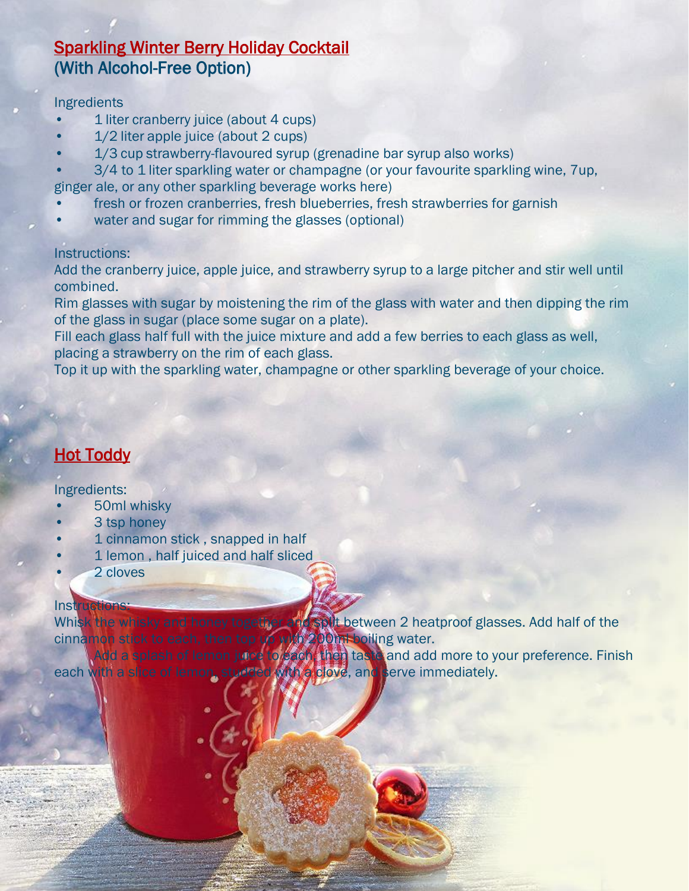## Sparkling Winter Berry Holiday Cocktail
## (With Alcohol-Free Option)

Ingredients

- 1 liter cranberry juice (about 4 cups)
- 1/2 liter apple juice (about 2 cups)
- 1/3 cup strawberry-flavoured syrup (grenadine bar syrup also works)
- 3/4 to 1 liter sparkling water or champagne (or your favourite sparkling wine, 7up, ginger ale, or any other sparkling beverage works here)
- fresh or frozen cranberries, fresh blueberries, fresh strawberries for garnish
- water and sugar for rimming the glasses (optional)

Instructions:

Add the cranberry juice, apple juice, and strawberry syrup to a large pitcher and stir well until combined.

Rim glasses with sugar by moistening the rim of the glass with water and then dipping the rim of the glass in sugar (place some sugar on a plate).

Fill each glass half full with the juice mixture and add a few berries to each glass as well, placing a strawberry on the rim of each glass.

Top it up with the sparkling water, champagne or other sparkling beverage of your choice.

## Hot Toddy

Ingredients:

- 50ml whisky
- 3 tsp honey
- 1 cinnamon stick , snapped in half
- 1 lemon , half juiced and half sliced
- 2 cloves

Instructions:

Whisk the whisky and honey together and split between 2 heatproof glasses. Add half of the cinnamon stick to each, then top up with 200ml boiling water.

Add a splash of lemon juice to each, then taste and add more to your preference. Finish each with a slice of lemon, studded with a clove, and serve immediately.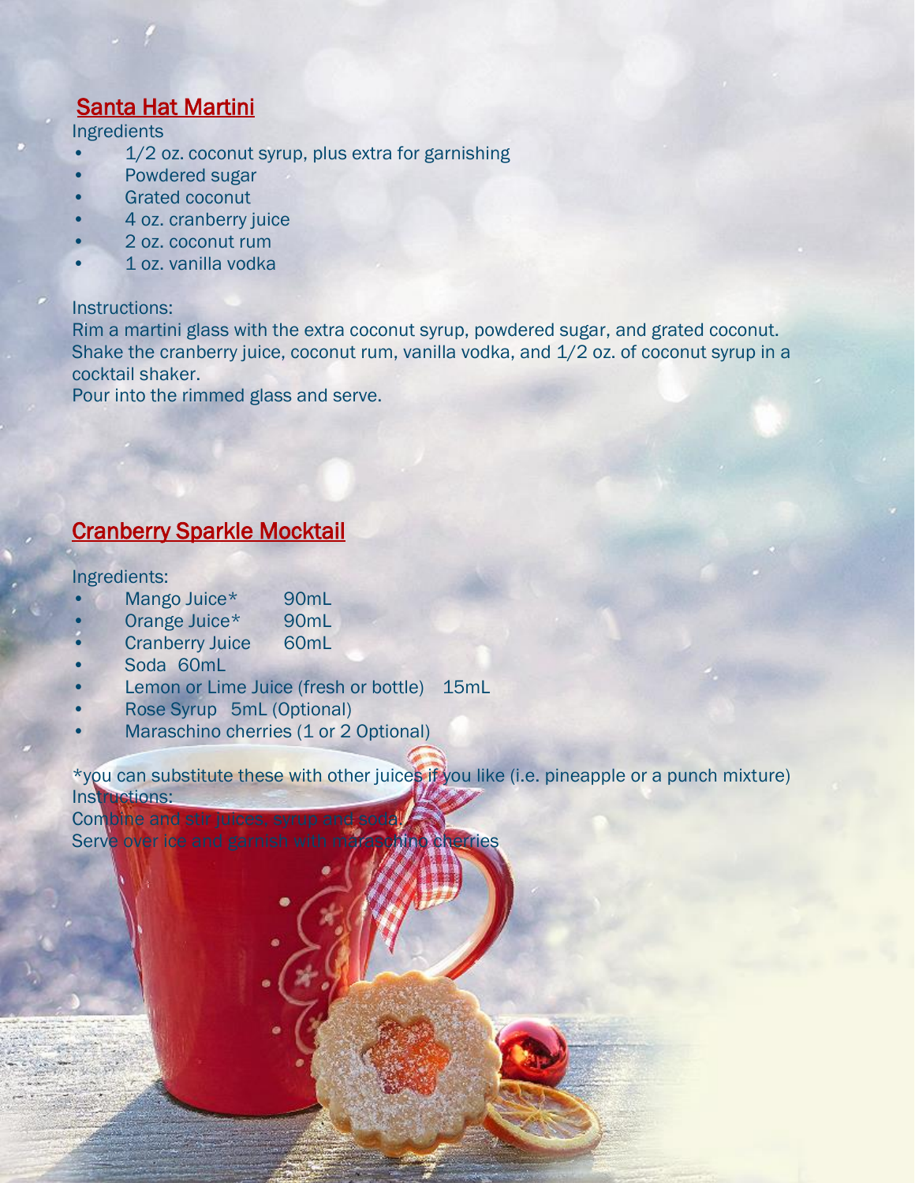## Santa Hat Martini

Ingredients

- 1/2 oz. coconut syrup, plus extra for garnishing
- Powdered sugar
- Grated coconut
- 4 oz. cranberry juice
- 2 oz. coconut rum
- 1 oz. vanilla vodka

Instructions:

Rim a martini glass with the extra coconut syrup, powdered sugar, and grated coconut. Shake the cranberry juice, coconut rum, vanilla vodka, and 1/2 oz. of coconut syrup in a cocktail shaker.

Pour into the rimmed glass and serve.

## Cranberry Sparkle Mocktail

Ingredients:

- Mango Juice* 90mL
- Orange Juice* 90mL
- Cranberry Juice 60mL
- Soda 60mL
- Lemon or Lime Juice (fresh or bottle) 15mL
- Rose Syrup 5mL (Optional)
- Maraschino cherries (1 or 2 Optional)

*you can substitute these with other juices if you like (i.e. pineapple or a punch mixture)

Instructions:

Combine and stir juices, syrup and soda.

Serve over ice and garnish with maraschino cherries